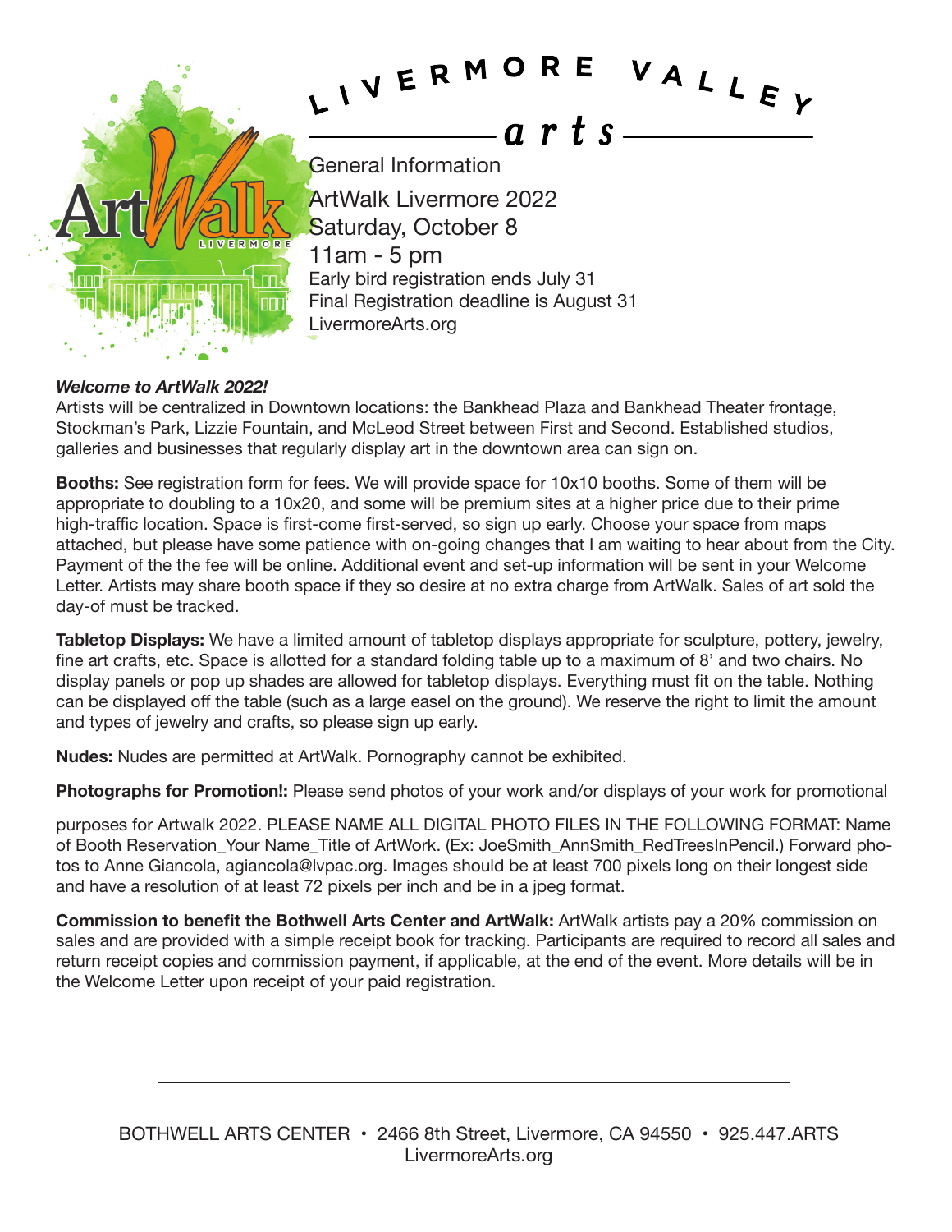# LIVERMORE VALLEY arts

General Information

ArtWalk Livermore 2022
Saturday, October 8
11am - 5 pm
Early bird registration ends July 31
Final Registration deadline is August 31
LivermoreArts.org

***Welcome to ArtWalk 2022!***
Artists will be centralized in Downtown locations: the Bankhead Plaza and Bankhead Theater frontage, Stockman's Park, Lizzie Fountain, and McLeod Street between First and Second. Established studios, galleries and businesses that regularly display art in the downtown area can sign on.

**Booths:** See registration form for fees. We will provide space for 10x10 booths. Some of them will be appropriate to doubling to a 10x20, and some will be premium sites at a higher price due to their prime high-traffic location. Space is first-come first-served, so sign up early. Choose your space from maps attached, but please have some patience with on-going changes that I am waiting to hear about from the City. Payment of the the fee will be online. Additional event and set-up information will be sent in your Welcome Letter. Artists may share booth space if they so desire at no extra charge from ArtWalk. Sales of art sold the day-of must be tracked.

**Tabletop Displays:** We have a limited amount of tabletop displays appropriate for sculpture, pottery, jewelry, fine art crafts, etc. Space is allotted for a standard folding table up to a maximum of 8' and two chairs. No display panels or pop up shades are allowed for tabletop displays. Everything must fit on the table. Nothing can be displayed off the table (such as a large easel on the ground). We reserve the right to limit the amount and types of jewelry and crafts, so please sign up early.

**Nudes:** Nudes are permitted at ArtWalk. Pornography cannot be exhibited.

**Photographs for Promotion!:** Please send photos of your work and/or displays of your work for promotional

purposes for Artwalk 2022. PLEASE NAME ALL DIGITAL PHOTO FILES IN THE FOLLOWING FORMAT: Name of Booth Reservation_Your Name_Title of ArtWork. (Ex: JoeSmith_AnnSmith_RedTreesInPencil.) Forward photos to Anne Giancola, agiancola@lvpac.org. Images should be at least 700 pixels long on their longest side and have a resolution of at least 72 pixels per inch and be in a jpeg format.

**Commission to benefit the Bothwell Arts Center and ArtWalk:** ArtWalk artists pay a 20% commission on sales and are provided with a simple receipt book for tracking. Participants are required to record all sales and return receipt copies and commission payment, if applicable, at the end of the event. More details will be in the Welcome Letter upon receipt of your paid registration.

BOTHWELL ARTS CENTER • 2466 8th Street, Livermore, CA 94550 • 925.447.ARTS
LivermoreArts.org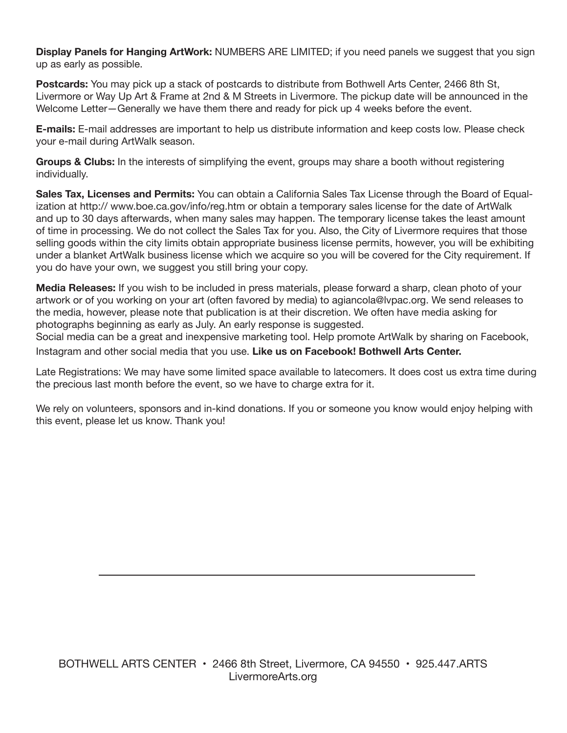**Display Panels for Hanging ArtWork:** NUMBERS ARE LIMITED; if you need panels we suggest that you sign up as early as possible.

**Postcards:** You may pick up a stack of postcards to distribute from Bothwell Arts Center, 2466 8th St, Livermore or Way Up Art & Frame at 2nd & M Streets in Livermore. The pickup date will be announced in the Welcome Letter—Generally we have them there and ready for pick up 4 weeks before the event.

**E-mails:** E-mail addresses are important to help us distribute information and keep costs low. Please check your e-mail during ArtWalk season.

**Groups & Clubs:** In the interests of simplifying the event, groups may share a booth without registering individually.

**Sales Tax, Licenses and Permits:** You can obtain a California Sales Tax License through the Board of Equalization at http:// www.boe.ca.gov/info/reg.htm or obtain a temporary sales license for the date of ArtWalk and up to 30 days afterwards, when many sales may happen. The temporary license takes the least amount of time in processing. We do not collect the Sales Tax for you. Also, the City of Livermore requires that those selling goods within the city limits obtain appropriate business license permits, however, you will be exhibiting under a blanket ArtWalk business license which we acquire so you will be covered for the City requirement. If you do have your own, we suggest you still bring your copy.

**Media Releases:** If you wish to be included in press materials, please forward a sharp, clean photo of your artwork or of you working on your art (often favored by media) to agiancola@lvpac.org. We send releases to the media, however, please note that publication is at their discretion. We often have media asking for photographs beginning as early as July. An early response is suggested.
Social media can be a great and inexpensive marketing tool. Help promote ArtWalk by sharing on Facebook, Instagram and other social media that you use. **Like us on Facebook! Bothwell Arts Center.**

Late Registrations: We may have some limited space available to latecomers. It does cost us extra time during the precious last month before the event, so we have to charge extra for it.

We rely on volunteers, sponsors and in-kind donations. If you or someone you know would enjoy helping with this event, please let us know. Thank you!

---

BOTHWELL ARTS CENTER • 2466 8th Street, Livermore, CA 94550 • 925.447.ARTS
LivermoreArts.org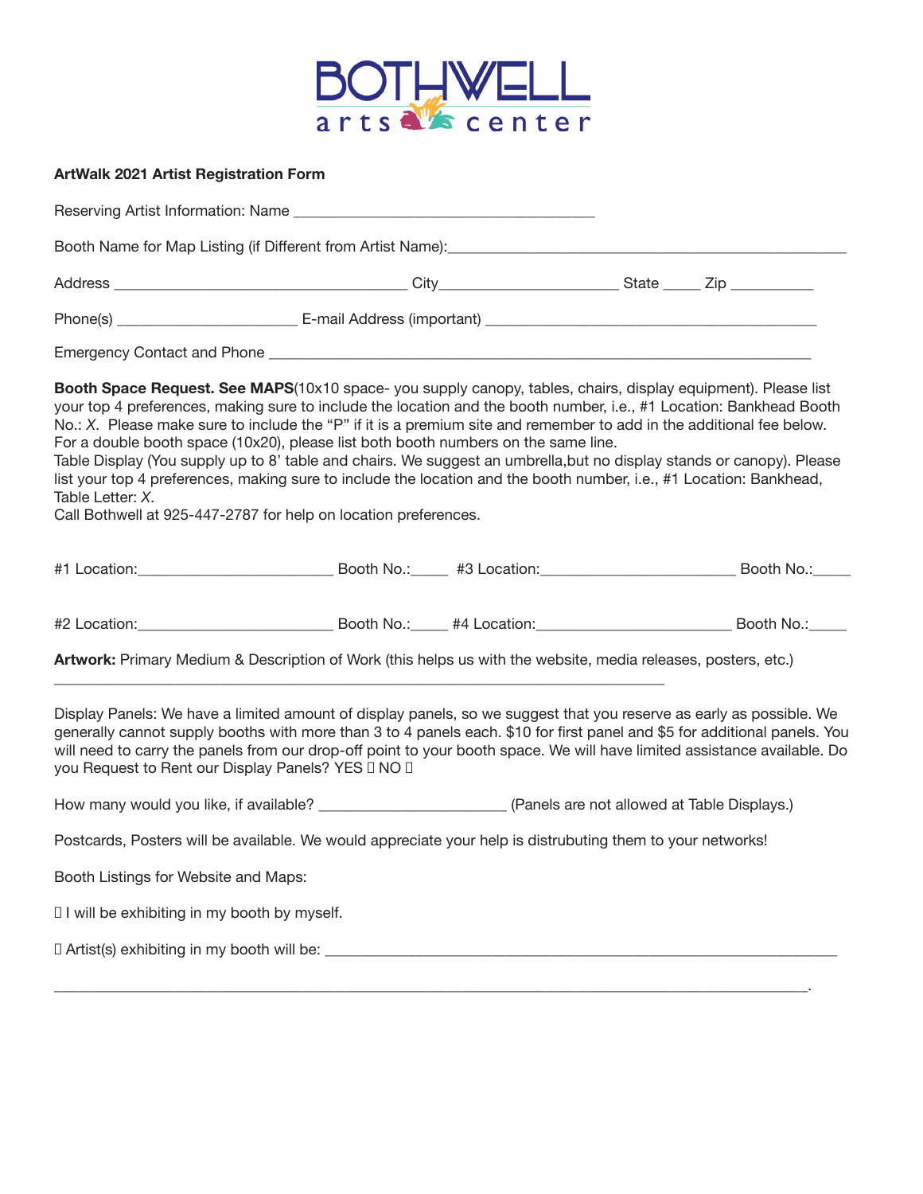BOTHWELL arts center

**ArtWalk 2021 Artist Registration Form**

Reserving Artist Information: Name ________________________________________

Booth Name for Map Listing (if Different from Artist Name):_____________________________________________________

Address ______________________________________ City______________________ State _____ Zip ___________

Phone(s) _______________________ E-mail Address (important) ____________________________________________

Emergency Contact and Phone _______________________________________________________________________

**Booth Space Request. See MAPS**(10x10 space- you supply canopy, tables, chairs, display equipment). Please list your top 4 preferences, making sure to include the location and the booth number, i.e., #1 Location: Bankhead Booth No.: *X*. Please make sure to include the "P" if it is a premium site and remember to add in the additional fee below. For a double booth space (10x20), please list both booth numbers on the same line.
Table Display (You supply up to 8' table and chairs. We suggest an umbrella,but no display stands or canopy). Please list your top 4 preferences, making sure to include the location and the booth number, i.e., #1 Location: Bankhead, Table Letter: *X*.
Call Bothwell at 925-447-2787 for help on location preferences.

#1 Location:_________________________ Booth No.:_____ #3 Location:_________________________ Booth No.:_____

#2 Location:_________________________ Booth No.:_____ #4 Location:_________________________ Booth No.:_____

**Artwork:** Primary Medium & Description of Work (this helps us with the website, media releases, posters, etc.)
_______________________________________________________________________________

Display Panels: We have a limited amount of display panels, so we suggest that you reserve as early as possible. We generally cannot supply booths with more than 3 to 4 panels each. $10 for first panel and $5 for additional panels. You will need to carry the panels from our drop-off point to your booth space. We will have limited assistance available. Do you Request to Rent our Display Panels? YES ☐ NO ☐

How many would you like, if available? ________________________ (Panels are not allowed at Table Displays.)

Postcards, Posters will be available. We would appreciate your help is distrubuting them to your networks!

Booth Listings for Website and Maps:

☐ I will be exhibiting in my booth by myself.

☐ Artist(s) exhibiting in my booth will be: ___________________________________________________________________

_____________________________________________________________________________________________.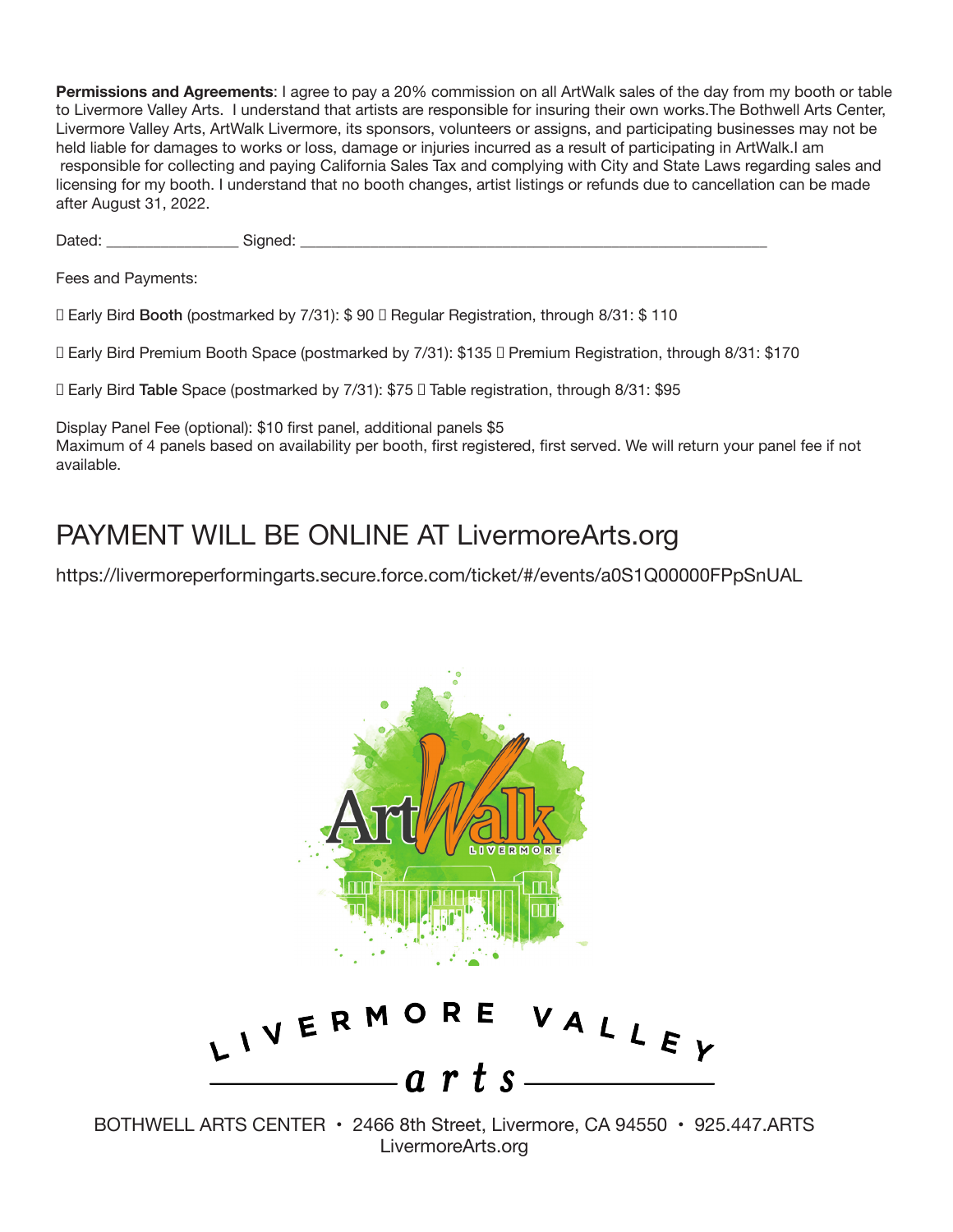**Permissions and Agreements**: I agree to pay a 20% commission on all ArtWalk sales of the day from my booth or table to Livermore Valley Arts. I understand that artists are responsible for insuring their own works.The Bothwell Arts Center, Livermore Valley Arts, ArtWalk Livermore, its sponsors, volunteers or assigns, and participating businesses may not be held liable for damages to works or loss, damage or injuries incurred as a result of participating in ArtWalk.I am responsible for collecting and paying California Sales Tax and complying with City and State Laws regarding sales and licensing for my booth. I understand that no booth changes, artist listings or refunds due to cancellation can be made after August 31, 2022.

Dated: ________________ Signed: ____________________________________________________________

Fees and Payments:

☐ Early Bird **Booth** (postmarked by 7/31): $ 90 ☐ Regular Registration, through 8/31: $ 110

☐ Early Bird Premium Booth Space (postmarked by 7/31): $135 ☐ Premium Registration, through 8/31: $170

☐ Early Bird **Table** Space (postmarked by 7/31): $75 ☐ Table registration, through 8/31: $95

Display Panel Fee (optional): $10 first panel, additional panels $5
Maximum of 4 panels based on availability per booth, first registered, first served. We will return your panel fee if not available.

## PAYMENT WILL BE ONLINE AT LivermoreArts.org

https://livermoreperformingarts.secure.force.com/ticket/#/events/a0S1Q00000FPpSnUAL

ArtWalk LIVERMORE

LIVERMORE VALLEY arts

BOTHWELL ARTS CENTER • 2466 8th Street, Livermore, CA 94550 • 925.447.ARTS
LivermoreArts.org